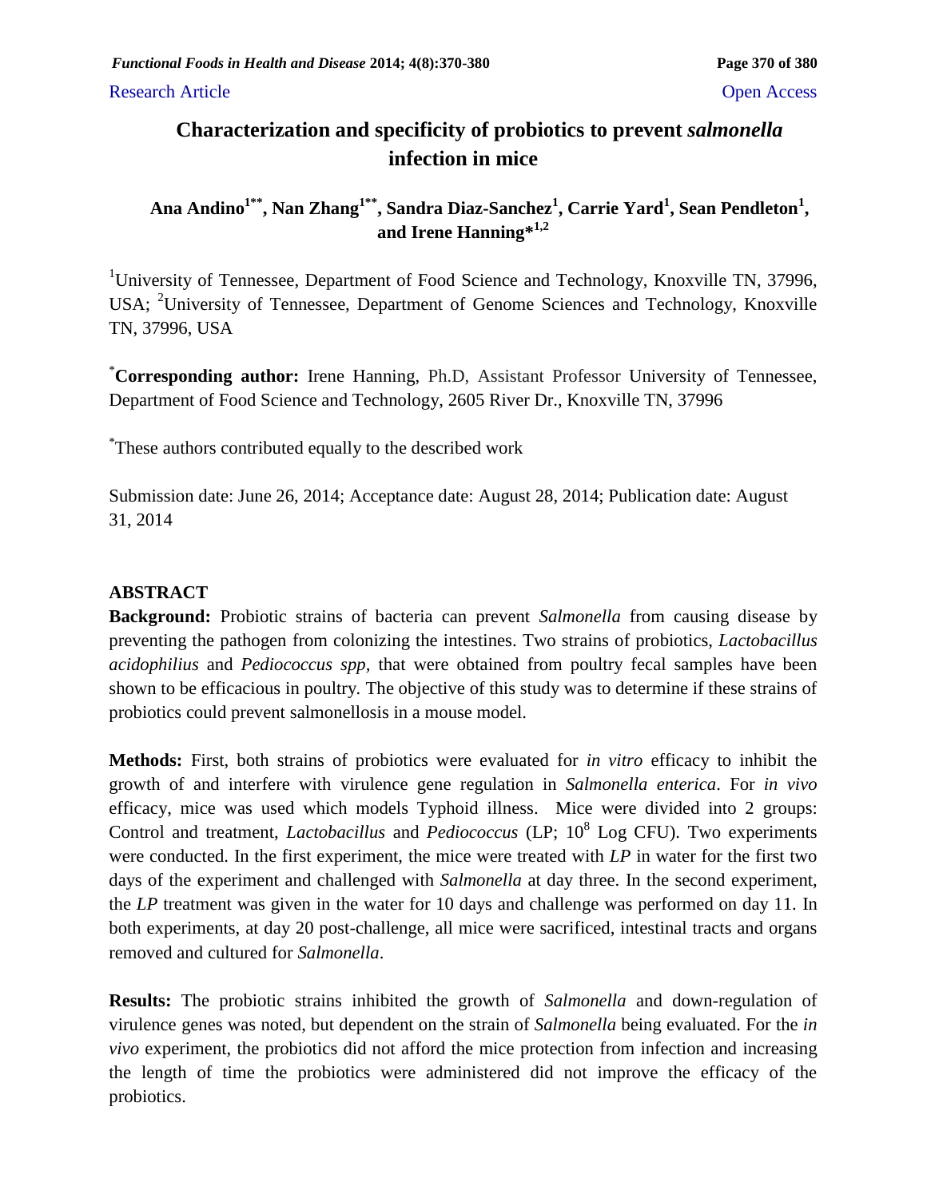Research Article Open Access

# Characterization and specificity of probiotics to prevent *salmonella* infection in mice

**Ana Andino[1**], Nan Zhang[1**], Sandra Diaz-Sanchez[1], Carrie Yard[1], Sean Pendleton[1], and Irene Hanning*[1,2]**

[1]University of Tennessee, Department of Food Science and Technology, Knoxville TN, 37996, USA; [2]University of Tennessee, Department of Genome Sciences and Technology, Knoxville TN, 37996, USA

[*]**Corresponding author:** Irene Hanning, Ph.D, Assistant Professor University of Tennessee, Department of Food Science and Technology, 2605 River Dr., Knoxville TN, 37996

[*]These authors contributed equally to the described work

Submission date: June 26, 2014; Acceptance date: August 28, 2014; Publication date: August 31, 2014

## ABSTRACT

**Background:** Probiotic strains of bacteria can prevent *Salmonella* from causing disease by preventing the pathogen from colonizing the intestines. Two strains of probiotics, *Lactobacillus acidophilius* and *Pediococcus spp,* that were obtained from poultry fecal samples have been shown to be efficacious in poultry. The objective of this study was to determine if these strains of probiotics could prevent salmonellosis in a mouse model.

**Methods:** First, both strains of probiotics were evaluated for *in vitro* efficacy to inhibit the growth of and interfere with virulence gene regulation in *Salmonella enterica*. For *in vivo* efficacy, mice was used which models Typhoid illness. Mice were divided into 2 groups: Control and treatment, *Lactobacillus* and *Pediococcus* (LP; $10^8$ Log CFU). Two experiments were conducted. In the first experiment, the mice were treated with *LP* in water for the first two days of the experiment and challenged with *Salmonella* at day three. In the second experiment, the *LP* treatment was given in the water for 10 days and challenge was performed on day 11. In both experiments, at day 20 post-challenge, all mice were sacrificed, intestinal tracts and organs removed and cultured for *Salmonella*.

**Results:** The probiotic strains inhibited the growth of *Salmonella* and down-regulation of virulence genes was noted, but dependent on the strain of *Salmonella* being evaluated. For the *in vivo* experiment, the probiotics did not afford the mice protection from infection and increasing the length of time the probiotics were administered did not improve the efficacy of the probiotics.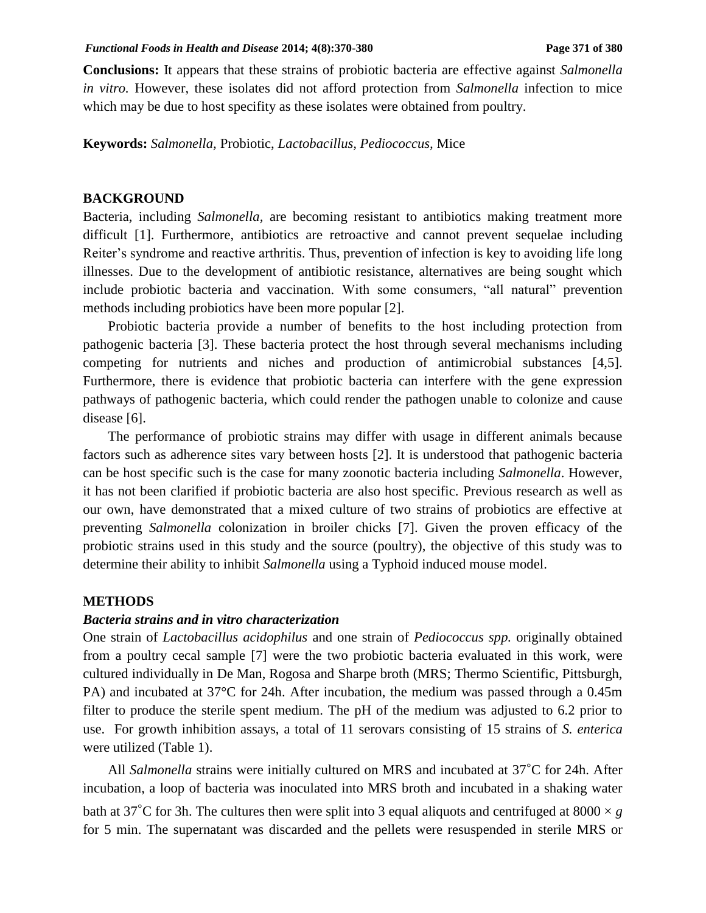**Conclusions:** It appears that these strains of probiotic bacteria are effective against *Salmonella in vitro*. However, these isolates did not afford protection from *Salmonella* infection to mice which may be due to host specifity as these isolates were obtained from poultry.

**Keywords:** *Salmonella,* Probiotic, *Lactobacillus, Pediococcus,* Mice

## BACKGROUND

Bacteria, including *Salmonella,* are becoming resistant to antibiotics making treatment more difficult [1]. Furthermore, antibiotics are retroactive and cannot prevent sequelae including Reiter's syndrome and reactive arthritis. Thus, prevention of infection is key to avoiding life long illnesses. Due to the development of antibiotic resistance, alternatives are being sought which include probiotic bacteria and vaccination. With some consumers, "all natural" prevention methods including probiotics have been more popular [2].

Probiotic bacteria provide a number of benefits to the host including protection from pathogenic bacteria [3]. These bacteria protect the host through several mechanisms including competing for nutrients and niches and production of antimicrobial substances [4,5]. Furthermore, there is evidence that probiotic bacteria can interfere with the gene expression pathways of pathogenic bacteria, which could render the pathogen unable to colonize and cause disease [6].

The performance of probiotic strains may differ with usage in different animals because factors such as adherence sites vary between hosts [2]. It is understood that pathogenic bacteria can be host specific such is the case for many zoonotic bacteria including *Salmonella*. However, it has not been clarified if probiotic bacteria are also host specific. Previous research as well as our own, have demonstrated that a mixed culture of two strains of probiotics are effective at preventing *Salmonella* colonization in broiler chicks [7]. Given the proven efficacy of the probiotic strains used in this study and the source (poultry), the objective of this study was to determine their ability to inhibit *Salmonella* using a Typhoid induced mouse model.

## METHODS

### *Bacteria strains and in vitro characterization*

One strain of *Lactobacillus acidophilus* and one strain of *Pediococcus spp.* originally obtained from a poultry cecal sample [7] were the two probiotic bacteria evaluated in this work, were cultured individually in De Man, Rogosa and Sharpe broth (MRS; Thermo Scientific, Pittsburgh, PA) and incubated at 37°C for 24h. After incubation, the medium was passed through a 0.45m filter to produce the sterile spent medium. The pH of the medium was adjusted to 6.2 prior to use. For growth inhibition assays, a total of 11 serovars consisting of 15 strains of *S. enterica* were utilized (Table 1).

All *Salmonella* strains were initially cultured on MRS and incubated at 37˚C for 24h. After incubation, a loop of bacteria was inoculated into MRS broth and incubated in a shaking water bath at 37˚C for 3h. The cultures then were split into 3 equal aliquots and centrifuged at 8000 × *g* for 5 min. The supernatant was discarded and the pellets were resuspended in sterile MRS or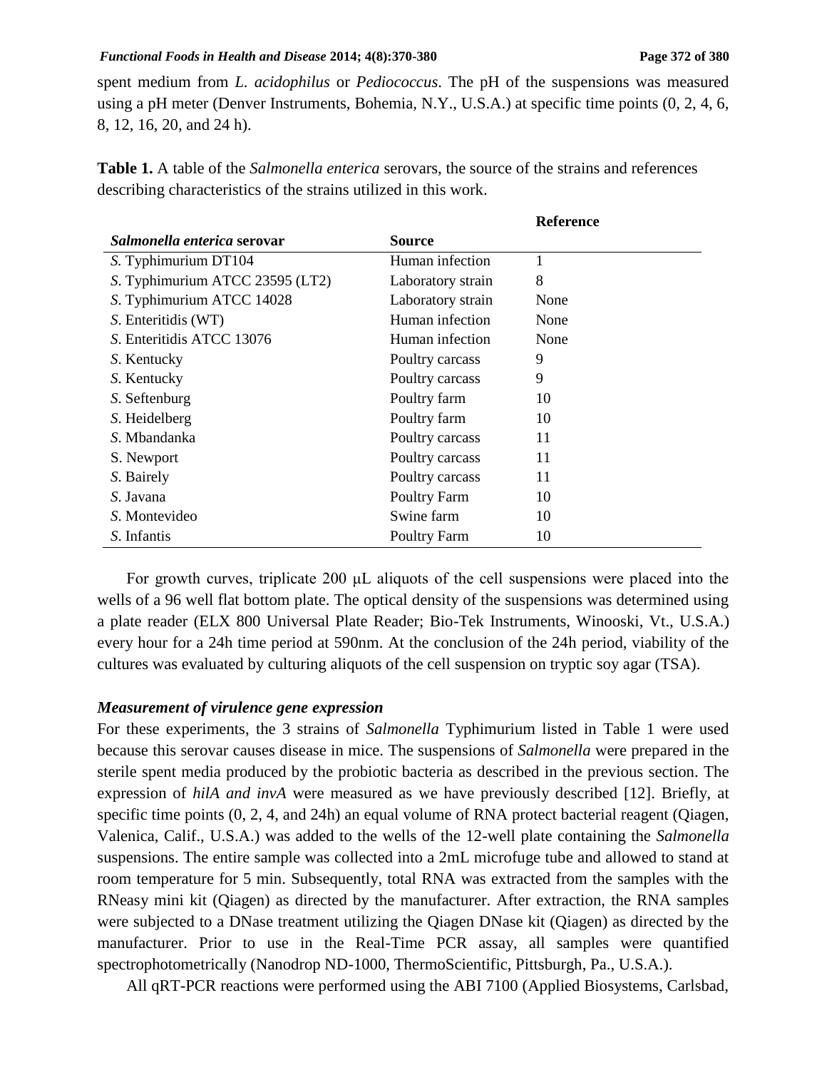spent medium from *L. acidophilus* or *Pediococcus*. The pH of the suspensions was measured using a pH meter (Denver Instruments, Bohemia, N.Y., U.S.A.) at specific time points (0, 2, 4, 6, 8, 12, 16, 20, and 24 h).

**Table 1.** A table of the *Salmonella enterica* serovars, the source of the strains and references describing characteristics of the strains utilized in this work.

| *Salmonella enterica* serovar | Source | Reference |
|---|---|---|
| *S.* Typhimurium DT104 | Human infection | 1 |
| *S.* Typhimurium ATCC 23595 (LT2) | Laboratory strain | 8 |
| *S.* Typhimurium ATCC 14028 | Laboratory strain | None |
| *S.* Enteritidis (WT) | Human infection | None |
| *S.* Enteritidis ATCC 13076 | Human infection | None |
| *S.* Kentucky | Poultry carcass | 9 |
| *S.* Kentucky | Poultry carcass | 9 |
| *S.* Seftenburg | Poultry farm | 10 |
| *S.* Heidelberg | Poultry farm | 10 |
| *S.* Mbandanka | Poultry carcass | 11 |
| S. Newport | Poultry carcass | 11 |
| *S.* Bairely | Poultry carcass | 11 |
| *S.* Javana | Poultry Farm | 10 |
| *S.* Montevideo | Swine farm | 10 |
| *S.* Infantis | Poultry Farm | 10 |

For growth curves, triplicate 200 μL aliquots of the cell suspensions were placed into the wells of a 96 well flat bottom plate. The optical density of the suspensions was determined using a plate reader (ELX 800 Universal Plate Reader; Bio-Tek Instruments, Winooski, Vt., U.S.A.) every hour for a 24h time period at 590nm. At the conclusion of the 24h period, viability of the cultures was evaluated by culturing aliquots of the cell suspension on tryptic soy agar (TSA).

### *Measurement of virulence gene expression*

For these experiments, the 3 strains of *Salmonella* Typhimurium listed in Table 1 were used because this serovar causes disease in mice. The suspensions of *Salmonella* were prepared in the sterile spent media produced by the probiotic bacteria as described in the previous section. The expression of *hilA and invA* were measured as we have previously described [12]. Briefly, at specific time points (0, 2, 4, and 24h) an equal volume of RNA protect bacterial reagent (Qiagen, Valenica, Calif., U.S.A.) was added to the wells of the 12-well plate containing the *Salmonella* suspensions. The entire sample was collected into a 2mL microfuge tube and allowed to stand at room temperature for 5 min. Subsequently, total RNA was extracted from the samples with the RNeasy mini kit (Qiagen) as directed by the manufacturer. After extraction, the RNA samples were subjected to a DNase treatment utilizing the Qiagen DNase kit (Qiagen) as directed by the manufacturer. Prior to use in the Real-Time PCR assay, all samples were quantified spectrophotometrically (Nanodrop ND-1000, ThermoScientific, Pittsburgh, Pa., U.S.A.).

All qRT-PCR reactions were performed using the ABI 7100 (Applied Biosystems, Carlsbad,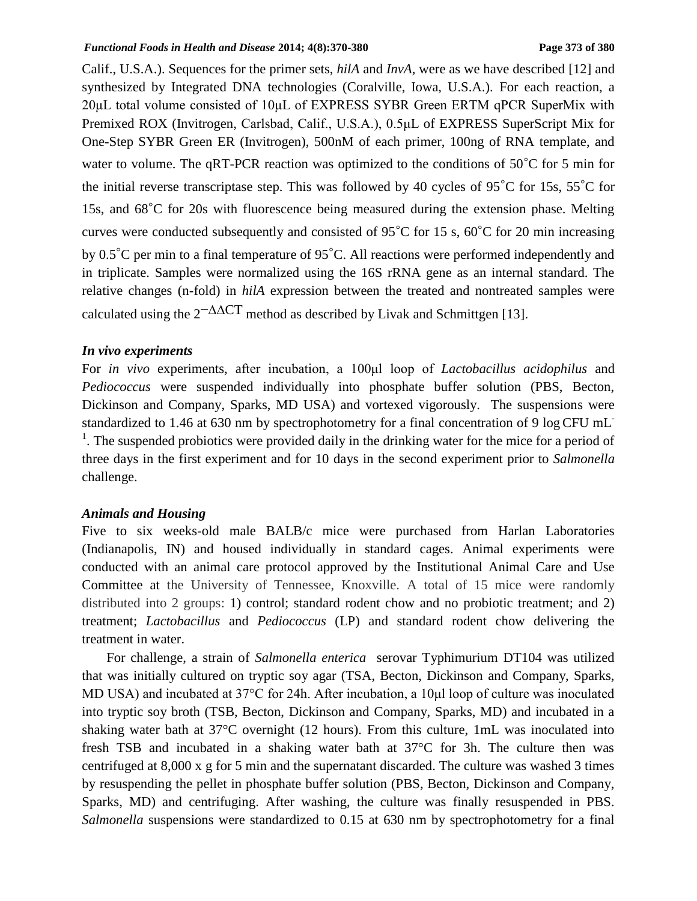Calif., U.S.A.). Sequences for the primer sets, *hilA* and *InvA*, were as we have described [12] and synthesized by Integrated DNA technologies (Coralville, Iowa, U.S.A.). For each reaction, a 20μL total volume consisted of 10μL of EXPRESS SYBR Green ERTM qPCR SuperMix with Premixed ROX (Invitrogen, Carlsbad, Calif., U.S.A.), 0.5μL of EXPRESS SuperScript Mix for One-Step SYBR Green ER (Invitrogen), 500nM of each primer, 100ng of RNA template, and water to volume. The qRT-PCR reaction was optimized to the conditions of 50˚C for 5 min for the initial reverse transcriptase step. This was followed by 40 cycles of 95˚C for 15s, 55˚C for 15s, and 68˚C for 20s with fluorescence being measured during the extension phase. Melting curves were conducted subsequently and consisted of 95˚C for 15 s, 60˚C for 20 min increasing by 0.5˚C per min to a final temperature of 95˚C. All reactions were performed independently and in triplicate. Samples were normalized using the 16S rRNA gene as an internal standard. The relative changes (n-fold) in *hilA* expression between the treated and nontreated samples were calculated using the $2^{-\Delta\Delta CT}$ method as described by Livak and Schmittgen [13].

### *In vivo experiments*

For *in vivo* experiments, after incubation, a 100μl loop of *Lactobacillus acidophilus* and *Pediococcus* were suspended individually into phosphate buffer solution (PBS, Becton, Dickinson and Company, Sparks, MD USA) and vortexed vigorously. The suspensions were standardized to 1.46 at 630 nm by spectrophotometry for a final concentration of 9 log CFU $mL^{-1}$. The suspended probiotics were provided daily in the drinking water for the mice for a period of three days in the first experiment and for 10 days in the second experiment prior to *Salmonella* challenge.

### *Animals and Housing*

Five to six weeks-old male BALB/c mice were purchased from Harlan Laboratories (Indianapolis, IN) and housed individually in standard cages. Animal experiments were conducted with an animal care protocol approved by the Institutional Animal Care and Use Committee at the University of Tennessee, Knoxville. A total of 15 mice were randomly distributed into 2 groups: 1) control; standard rodent chow and no probiotic treatment; and 2) treatment; *Lactobacillus* and *Pediococcus* (LP) and standard rodent chow delivering the treatment in water.

For challenge, a strain of *Salmonella enterica* serovar Typhimurium DT104 was utilized that was initially cultured on tryptic soy agar (TSA, Becton, Dickinson and Company, Sparks, MD USA) and incubated at 37°C for 24h. After incubation, a 10μl loop of culture was inoculated into tryptic soy broth (TSB, Becton, Dickinson and Company, Sparks, MD) and incubated in a shaking water bath at 37°C overnight (12 hours). From this culture, 1mL was inoculated into fresh TSB and incubated in a shaking water bath at 37°C for 3h. The culture then was centrifuged at 8,000 x g for 5 min and the supernatant discarded. The culture was washed 3 times by resuspending the pellet in phosphate buffer solution (PBS, Becton, Dickinson and Company, Sparks, MD) and centrifuging. After washing, the culture was finally resuspended in PBS. *Salmonella* suspensions were standardized to 0.15 at 630 nm by spectrophotometry for a final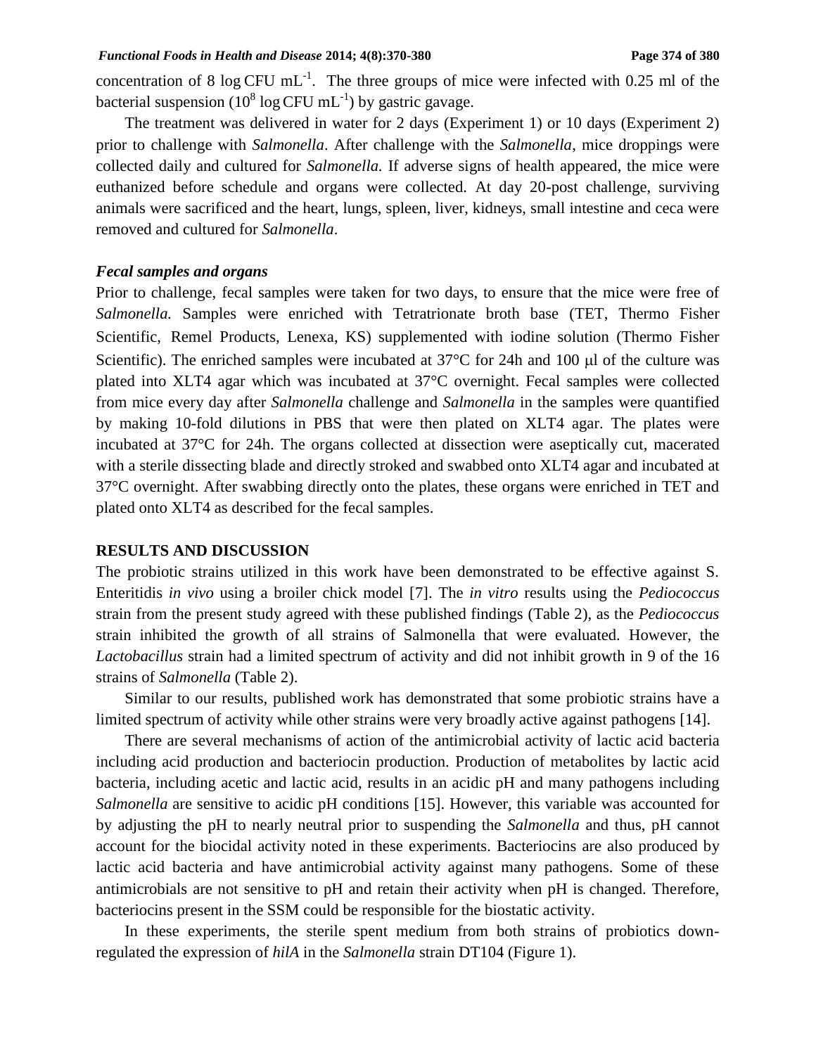concentration of 8 log CFU $mL^{-1}$. The three groups of mice were infected with 0.25 ml of the bacterial suspension ($10^8$ log CFU $mL^{-1}$) by gastric gavage.

The treatment was delivered in water for 2 days (Experiment 1) or 10 days (Experiment 2) prior to challenge with *Salmonella*. After challenge with the *Salmonella*, mice droppings were collected daily and cultured for *Salmonella.* If adverse signs of health appeared, the mice were euthanized before schedule and organs were collected. At day 20-post challenge, surviving animals were sacrificed and the heart, lungs, spleen, liver, kidneys, small intestine and ceca were removed and cultured for *Salmonella*.

### *Fecal samples and organs*

Prior to challenge, fecal samples were taken for two days, to ensure that the mice were free of *Salmonella.* Samples were enriched with Tetratrionate broth base (TET, Thermo Fisher Scientific, Remel Products, Lenexa, KS) supplemented with iodine solution (Thermo Fisher Scientific). The enriched samples were incubated at 37°C for 24h and 100 μl of the culture was plated into XLT4 agar which was incubated at 37°C overnight. Fecal samples were collected from mice every day after *Salmonella* challenge and *Salmonella* in the samples were quantified by making 10-fold dilutions in PBS that were then plated on XLT4 agar. The plates were incubated at 37°C for 24h. The organs collected at dissection were aseptically cut, macerated with a sterile dissecting blade and directly stroked and swabbed onto XLT4 agar and incubated at 37°C overnight. After swabbing directly onto the plates, these organs were enriched in TET and plated onto XLT4 as described for the fecal samples.

## RESULTS AND DISCUSSION

The probiotic strains utilized in this work have been demonstrated to be effective against S. Enteritidis *in vivo* using a broiler chick model [7]. The *in vitro* results using the *Pediococcus* strain from the present study agreed with these published findings (Table 2), as the *Pediococcus* strain inhibited the growth of all strains of Salmonella that were evaluated. However, the *Lactobacillus* strain had a limited spectrum of activity and did not inhibit growth in 9 of the 16 strains of *Salmonella* (Table 2).

Similar to our results, published work has demonstrated that some probiotic strains have a limited spectrum of activity while other strains were very broadly active against pathogens [14].

There are several mechanisms of action of the antimicrobial activity of lactic acid bacteria including acid production and bacteriocin production. Production of metabolites by lactic acid bacteria, including acetic and lactic acid, results in an acidic pH and many pathogens including *Salmonella* are sensitive to acidic pH conditions [15]. However, this variable was accounted for by adjusting the pH to nearly neutral prior to suspending the *Salmonella* and thus, pH cannot account for the biocidal activity noted in these experiments. Bacteriocins are also produced by lactic acid bacteria and have antimicrobial activity against many pathogens. Some of these antimicrobials are not sensitive to pH and retain their activity when pH is changed. Therefore, bacteriocins present in the SSM could be responsible for the biostatic activity.

In these experiments, the sterile spent medium from both strains of probiotics down-regulated the expression of *hilA* in the *Salmonella* strain DT104 (Figure 1).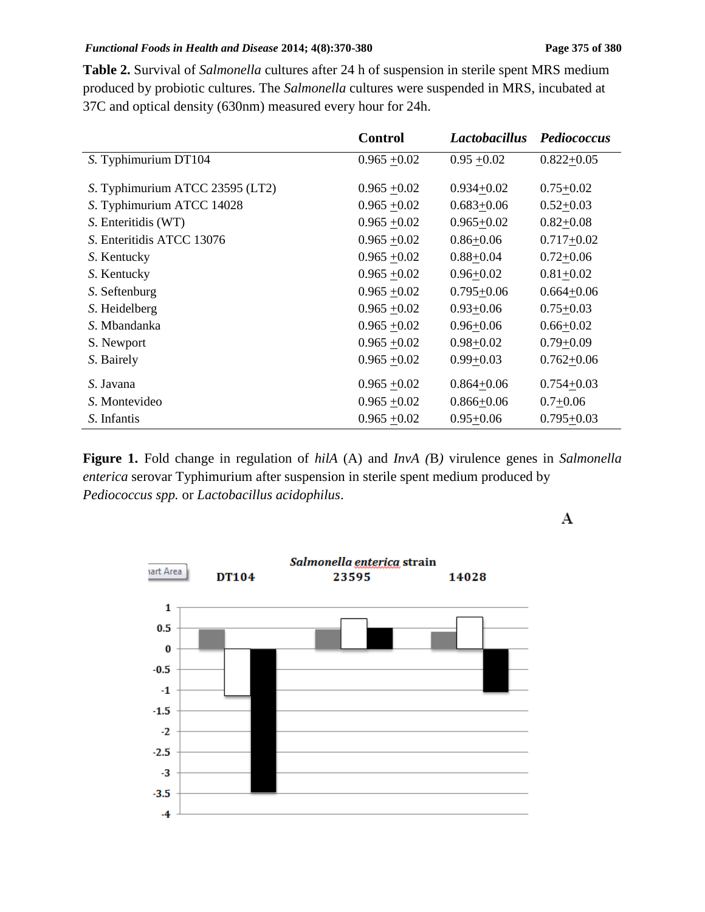**Table 2.** Survival of *Salmonella* cultures after 24 h of suspension in sterile spent MRS medium produced by probiotic cultures. The *Salmonella* cultures were suspended in MRS, incubated at 37C and optical density (630nm) measured every hour for 24h.

| | Control | *Lactobacillus* | *Pediococcus* |
|---|---|---|---|
| *S.* Typhimurium DT104 | 0.965 ±0.02 | 0.95 ±0.02 | 0.822±0.05 |
| *S.* Typhimurium ATCC 23595 (LT2) | 0.965 ±0.02 | 0.934±0.02 | 0.75±0.02 |
| *S.* Typhimurium ATCC 14028 | 0.965 ±0.02 | 0.683±0.06 | 0.52±0.03 |
| *S.* Enteritidis (WT) | 0.965 ±0.02 | 0.965±0.02 | 0.82±0.08 |
| *S.* Enteritidis ATCC 13076 | 0.965 ±0.02 | 0.86±0.06 | 0.717±0.02 |
| *S.* Kentucky | 0.965 ±0.02 | 0.88±0.04 | 0.72±0.06 |
| *S.* Kentucky | 0.965 ±0.02 | 0.96±0.02 | 0.81±0.02 |
| *S.* Seftenburg | 0.965 ±0.02 | 0.795±0.06 | 0.664±0.06 |
| *S.* Heidelberg | 0.965 ±0.02 | 0.93±0.06 | 0.75±0.03 |
| *S.* Mbandanka | 0.965 ±0.02 | 0.96±0.06 | 0.66±0.02 |
| S. Newport | 0.965 ±0.02 | 0.98±0.02 | 0.79±0.09 |
| *S.* Bairely | 0.965 ±0.02 | 0.99±0.03 | 0.762±0.06 |
| *S.* Javana | 0.965 ±0.02 | 0.864±0.06 | 0.754±0.03 |
| *S.* Montevideo | 0.965 ±0.02 | 0.866±0.06 | 0.7±0.06 |
| *S.* Infantis | 0.965 ±0.02 | 0.95±0.06 | 0.795±0.03 |

**Figure 1.** Fold change in regulation of *hilA* (A) and *InvA (*B*)* virulence genes in *Salmonella enterica* serovar Typhimurium after suspension in sterile spent medium produced by *Pediococcus spp.* or *Lactobacillus acidophilus*.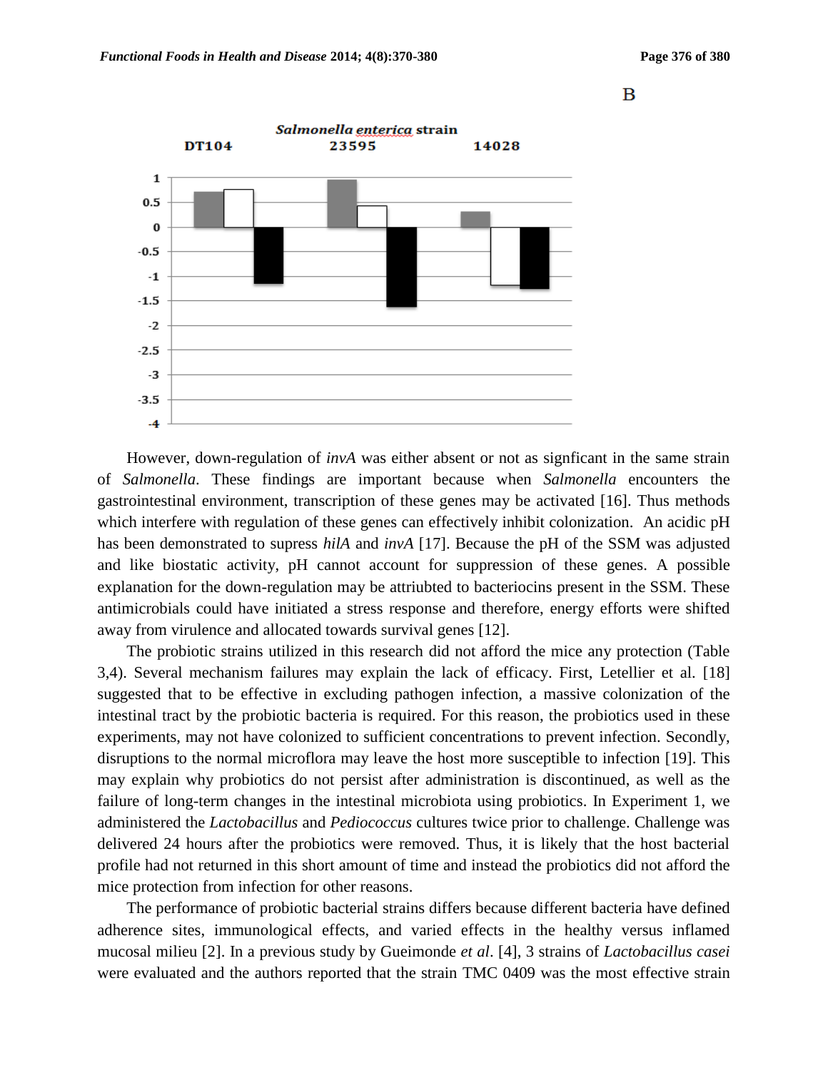However, down-regulation of *invA* was either absent or not as signficant in the same strain of *Salmonella*. These findings are important because when *Salmonella* encounters the gastrointestinal environment, transcription of these genes may be activated [16]. Thus methods which interfere with regulation of these genes can effectively inhibit colonization. An acidic pH has been demonstrated to supress *hilA* and *invA* [17]. Because the pH of the SSM was adjusted and like biostatic activity, pH cannot account for suppression of these genes. A possible explanation for the down-regulation may be attriubted to bacteriocins present in the SSM. These antimicrobials could have initiated a stress response and therefore, energy efforts were shifted away from virulence and allocated towards survival genes [12].

The probiotic strains utilized in this research did not afford the mice any protection (Table 3,4). Several mechanism failures may explain the lack of efficacy. First, Letellier et al. [18] suggested that to be effective in excluding pathogen infection, a massive colonization of the intestinal tract by the probiotic bacteria is required. For this reason, the probiotics used in these experiments, may not have colonized to sufficient concentrations to prevent infection. Secondly, disruptions to the normal microflora may leave the host more susceptible to infection [19]. This may explain why probiotics do not persist after administration is discontinued, as well as the failure of long-term changes in the intestinal microbiota using probiotics. In Experiment 1, we administered the *Lactobacillus* and *Pediococcus* cultures twice prior to challenge. Challenge was delivered 24 hours after the probiotics were removed. Thus, it is likely that the host bacterial profile had not returned in this short amount of time and instead the probiotics did not afford the mice protection from infection for other reasons.

The performance of probiotic bacterial strains differs because different bacteria have defined adherence sites, immunological effects, and varied effects in the healthy versus inflamed mucosal milieu [2]. In a previous study by Gueimonde *et al*. [4], 3 strains of *Lactobacillus casei* were evaluated and the authors reported that the strain TMC 0409 was the most effective strain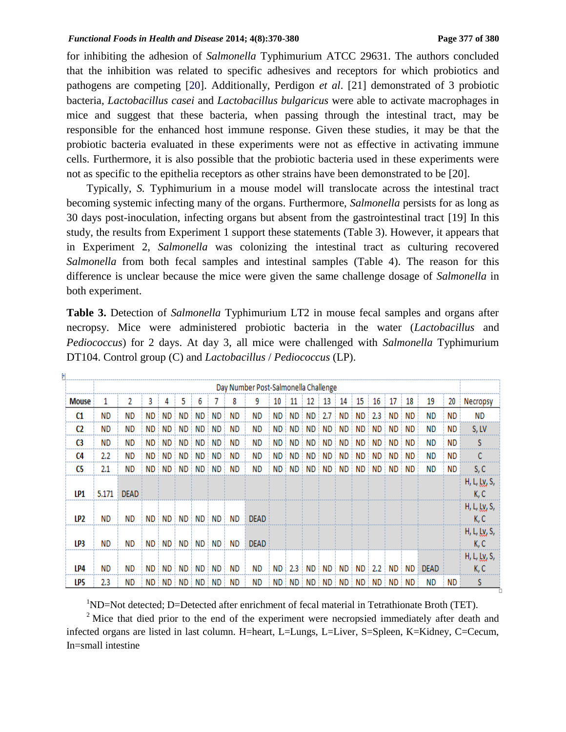for inhibiting the adhesion of *Salmonella* Typhimurium ATCC 29631. The authors concluded that the inhibition was related to specific adhesives and receptors for which probiotics and pathogens are competing [20]. Additionally, Perdigon *et al*. [21] demonstrated of 3 probiotic bacteria, *Lactobacillus casei* and *Lactobacillus bulgaricus* were able to activate macrophages in mice and suggest that these bacteria, when passing through the intestinal tract, may be responsible for the enhanced host immune response. Given these studies, it may be that the probiotic bacteria evaluated in these experiments were not as effective in activating immune cells. Furthermore, it is also possible that the probiotic bacteria used in these experiments were not as specific to the epithelia receptors as other strains have been demonstrated to be [20].

Typically, *S.* Typhimurium in a mouse model will translocate across the intestinal tract becoming systemic infecting many of the organs. Furthermore, *Salmonella* persists for as long as 30 days post-inoculation, infecting organs but absent from the gastrointestinal tract [19] In this study, the results from Experiment 1 support these statements (Table 3). However, it appears that in Experiment 2, *Salmonella* was colonizing the intestinal tract as culturing recovered *Salmonella* from both fecal samples and intestinal samples (Table 4). The reason for this difference is unclear because the mice were given the same challenge dosage of *Salmonella* in both experiment.

**Table 3.** Detection of *Salmonella* Typhimurium LT2 in mouse fecal samples and organs after necropsy. Mice were administered probiotic bacteria in the water (*Lactobacillus* and *Pediococcus*) for 2 days. At day 3, all mice were challenged with *Salmonella* Typhimurium DT104. Control group (C) and *Lactobacillus* / *Pediococcus* (LP).

| | Day Number Post-Salmonella Challenge | | | | | | | | | | | | | | | | | | | | |
|---|---|---|---|---|---|---|---|---|---|---|---|---|---|---|---|---|---|---|---|---|---|
| Mouse | 1 | 2 | 3 | 4 | 5 | 6 | 7 | 8 | 9 | 10 | 11 | 12 | 13 | 14 | 15 | 16 | 17 | 18 | 19 | 20 | Necropsy |
| C1 | ND | ND | ND | ND | ND | ND | ND | ND | ND | ND | ND | ND | 2.7 | ND | ND | 2.3 | ND | ND | ND | ND | ND |
| C2 | ND | ND | ND | ND | ND | ND | ND | ND | ND | ND | ND | ND | ND | ND | ND | ND | ND | ND | ND | ND | S, LV |
| C3 | ND | ND | ND | ND | ND | ND | ND | ND | ND | ND | ND | ND | ND | ND | ND | ND | ND | ND | ND | ND | S |
| C4 | 2.2 | ND | ND | ND | ND | ND | ND | ND | ND | ND | ND | ND | ND | ND | ND | ND | ND | ND | ND | ND | C |
| C5 | 2.1 | ND | ND | ND | ND | ND | ND | ND | ND | ND | ND | ND | ND | ND | ND | ND | ND | ND | ND | ND | S, C |
| LP1 | 5.171 | DEAD | | | | | | | | | | | | | | | | | | | H, L, Lv, S, K, C |
| LP2 | ND | ND | ND | ND | ND | ND | ND | ND | DEAD | | | | | | | | | | | | H, L, Lv, S, K, C |
| LP3 | ND | ND | ND | ND | ND | ND | ND | ND | DEAD | | | | | | | | | | | | H, L, Lv, S, K, C |
| LP4 | ND | ND | ND | ND | ND | ND | ND | ND | ND | ND | 2.3 | ND | ND | ND | ND | 2.2 | ND | ND | DEAD | | H, L, Lv, S, K, C |
| LP5 | 2.3 | ND | ND | ND | ND | ND | ND | ND | ND | ND | ND | ND | ND | ND | ND | ND | ND | ND | ND | ND | S |

[1]ND=Not detected; D=Detected after enrichment of fecal material in Tetrathionate Broth (TET).

[2] Mice that died prior to the end of the experiment were necropsied immediately after death and infected organs are listed in last column. H=heart, L=Lungs, L=Liver, S=Spleen, K=Kidney, C=Cecum, In=small intestine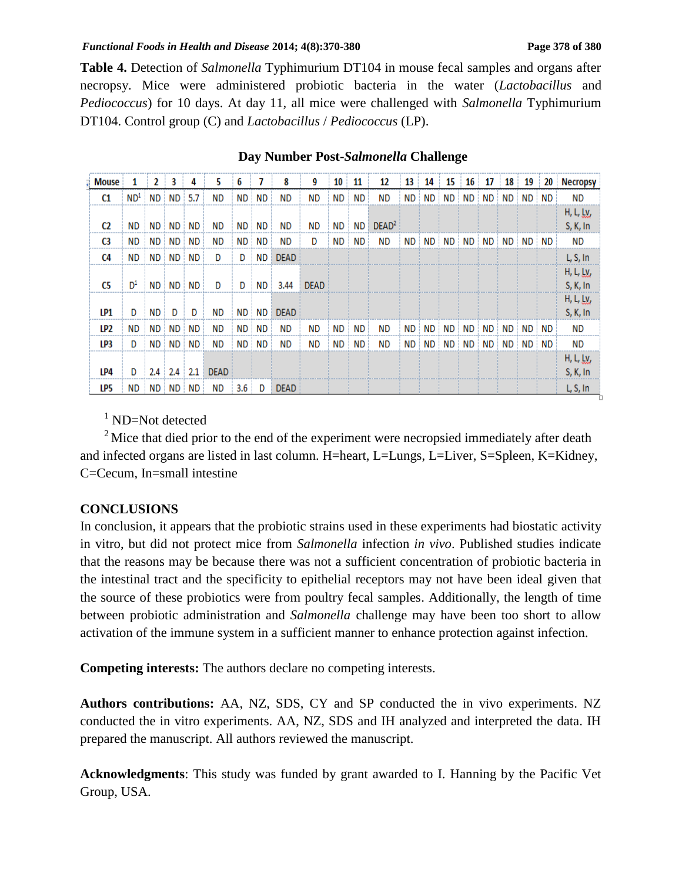**Table 4.** Detection of *Salmonella* Typhimurium DT104 in mouse fecal samples and organs after necropsy. Mice were administered probiotic bacteria in the water (*Lactobacillus* and *Pediococcus*) for 10 days. At day 11, all mice were challenged with *Salmonella* Typhimurium DT104. Control group (C) and *Lactobacillus* / *Pediococcus* (LP).

**Day Number Post-*Salmonella* Challenge**

| Mouse | 1 | 2 | 3 | 4 | 5 | 6 | 7 | 8 | 9 | 10 | 11 | 12 | 13 | 14 | 15 | 16 | 17 | 18 | 19 | 20 | Necropsy |
|---|---|---|---|---|---|---|---|---|---|---|---|---|---|---|---|---|---|---|---|---|---|
| C1 | ND[1] | ND | ND | 5.7 | ND | ND | ND | ND | ND | ND | ND | ND | ND | ND | ND | ND | ND | ND | ND | ND | ND |
| C2 | ND | ND | ND | ND | ND | ND | ND | ND | ND | ND | ND | DEAD[2] | | | | | | | | | H, L, Lv, S, K, In |
| C3 | ND | ND | ND | ND | ND | ND | ND | ND | D | ND | ND | ND | ND | ND | ND | ND | ND | ND | ND | ND | ND |
| C4 | ND | ND | ND | ND | D | D | ND | DEAD | | | | | | | | | | | | | L, S, In |
| C5 | D[1] | ND | ND | ND | D | D | ND | 3.44 | DEAD | | | | | | | | | | | | H, L, Lv, S, K, In |
| LP1 | D | ND | D | D | ND | ND | ND | DEAD | | | | | | | | | | | | | H, L, Lv, S, K, In |
| LP2 | ND | ND | ND | ND | ND | ND | ND | ND | ND | ND | ND | ND | ND | ND | ND | ND | ND | ND | ND | ND | ND |
| LP3 | D | ND | ND | ND | ND | ND | ND | ND | ND | ND | ND | ND | ND | ND | ND | ND | ND | ND | ND | ND | ND |
| LP4 | D | 2.4 | 2.4 | 2.1 | DEAD | | | | | | | | | | | | | | | | H, L, Lv, S, K, In |
| LP5 | ND | ND | ND | ND | ND | 3.6 | D | DEAD | | | | | | | | | | | | | L, S, In |

[1] ND=Not detected

[2] Mice that died prior to the end of the experiment were necropsied immediately after death and infected organs are listed in last column. H=heart, L=Lungs, L=Liver, S=Spleen, K=Kidney, C=Cecum, In=small intestine

## CONCLUSIONS

In conclusion, it appears that the probiotic strains used in these experiments had biostatic activity in vitro, but did not protect mice from *Salmonella* infection *in vivo*. Published studies indicate that the reasons may be because there was not a sufficient concentration of probiotic bacteria in the intestinal tract and the specificity to epithelial receptors may not have been ideal given that the source of these probiotics were from poultry fecal samples. Additionally, the length of time between probiotic administration and *Salmonella* challenge may have been too short to allow activation of the immune system in a sufficient manner to enhance protection against infection.

**Competing interests:** The authors declare no competing interests.

**Authors contributions:** AA, NZ, SDS, CY and SP conducted the in vivo experiments. NZ conducted the in vitro experiments. AA, NZ, SDS and IH analyzed and interpreted the data. IH prepared the manuscript. All authors reviewed the manuscript.

**Acknowledgments**: This study was funded by grant awarded to I. Hanning by the Pacific Vet Group, USA.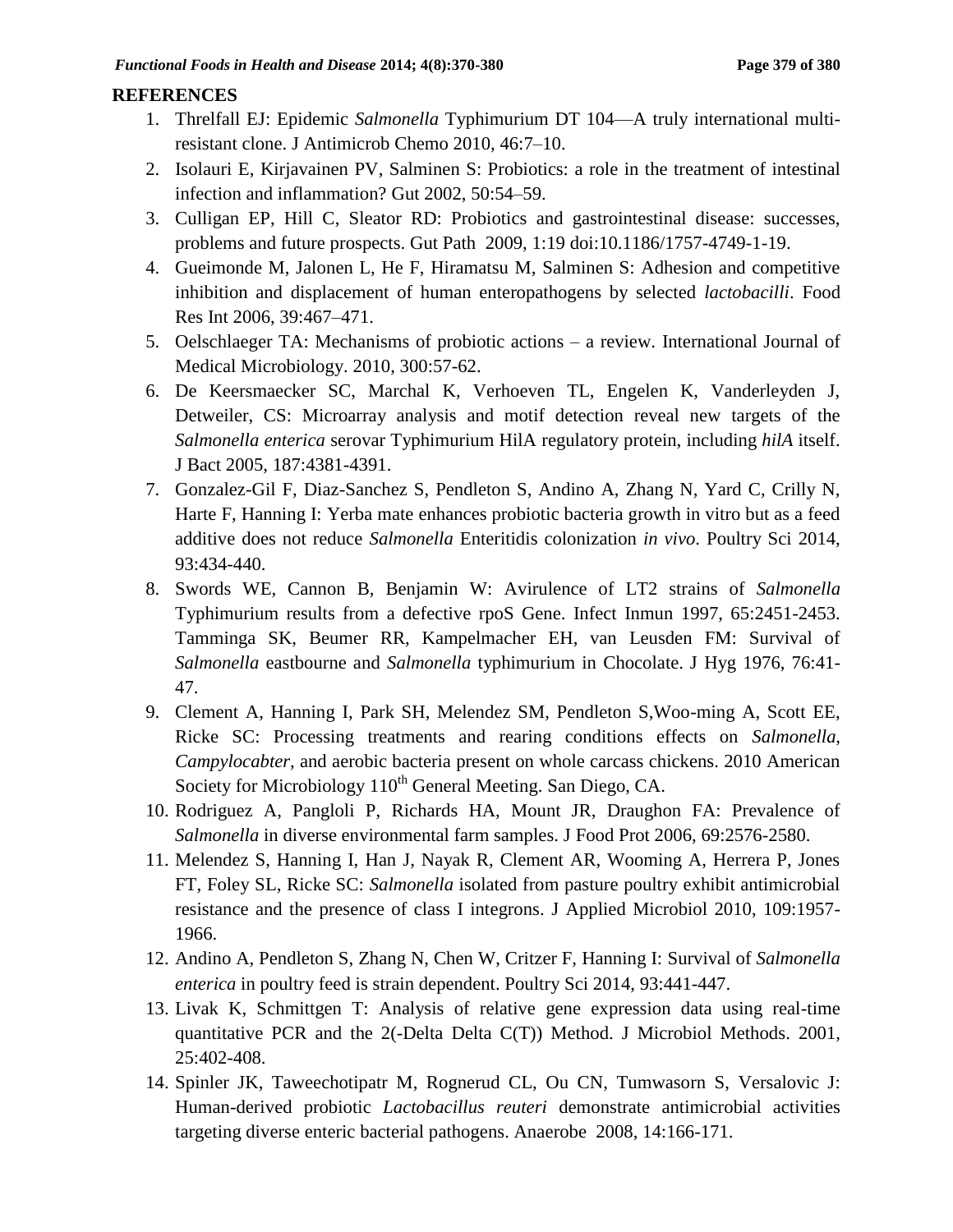## REFERENCES

1. Threlfall EJ: Epidemic *Salmonella* Typhimurium DT 104—A truly international multi-resistant clone. J Antimicrob Chemo 2010, 46:7–10.
2. Isolauri E, Kirjavainen PV, Salminen S: Probiotics: a role in the treatment of intestinal infection and inflammation? Gut 2002, 50:54–59.
3. Culligan EP, Hill C, Sleator RD: Probiotics and gastrointestinal disease: successes, problems and future prospects. Gut Path 2009, 1:19 doi:10.1186/1757-4749-1-19.
4. Gueimonde M, Jalonen L, He F, Hiramatsu M, Salminen S: Adhesion and competitive inhibition and displacement of human enteropathogens by selected *lactobacilli*. Food Res Int 2006, 39:467–471.
5. Oelschlaeger TA: Mechanisms of probiotic actions – a review. International Journal of Medical Microbiology. 2010, 300:57-62.
6. De Keersmaecker SC, Marchal K, Verhoeven TL, Engelen K, Vanderleyden J, Detweiler, CS: Microarray analysis and motif detection reveal new targets of the *Salmonella enterica* serovar Typhimurium HilA regulatory protein, including *hilA* itself. J Bact 2005, 187:4381-4391.
7. Gonzalez-Gil F, Diaz-Sanchez S, Pendleton S, Andino A, Zhang N, Yard C, Crilly N, Harte F, Hanning I: Yerba mate enhances probiotic bacteria growth in vitro but as a feed additive does not reduce *Salmonella* Enteritidis colonization *in vivo*. Poultry Sci 2014, 93:434-440.
8. Swords WE, Cannon B, Benjamin W: Avirulence of LT2 strains of *Salmonella* Typhimurium results from a defective rpoS Gene. Infect Inmun 1997, 65:2451-2453. Tamminga SK, Beumer RR, Kampelmacher EH, van Leusden FM: Survival of *Salmonella* eastbourne and *Salmonella* typhimurium in Chocolate. J Hyg 1976, 76:41-47.
9. Clement A, Hanning I, Park SH, Melendez SM, Pendleton S,Woo-ming A, Scott EE, Ricke SC: Processing treatments and rearing conditions effects on *Salmonella*, *Campylocabter*, and aerobic bacteria present on whole carcass chickens. 2010 American Society for Microbiology 110th General Meeting. San Diego, CA.
10. Rodriguez A, Pangloli P, Richards HA, Mount JR, Draughon FA: Prevalence of *Salmonella* in diverse environmental farm samples. J Food Prot 2006, 69:2576-2580.
11. Melendez S, Hanning I, Han J, Nayak R, Clement AR, Wooming A, Herrera P, Jones FT, Foley SL, Ricke SC: *Salmonella* isolated from pasture poultry exhibit antimicrobial resistance and the presence of class I integrons. J Applied Microbiol 2010, 109:1957-1966.
12. Andino A, Pendleton S, Zhang N, Chen W, Critzer F, Hanning I: Survival of *Salmonella enterica* in poultry feed is strain dependent. Poultry Sci 2014, 93:441-447.
13. Livak K, Schmittgen T: Analysis of relative gene expression data using real-time quantitative PCR and the 2(-Delta Delta C(T)) Method. J Microbiol Methods. 2001, 25:402-408.
14. Spinler JK, Taweechotipatr M, Rognerud CL, Ou CN, Tumwasorn S, Versalovic J: Human-derived probiotic *Lactobacillus reuteri* demonstrate antimicrobial activities targeting diverse enteric bacterial pathogens. Anaerobe 2008, 14:166-171.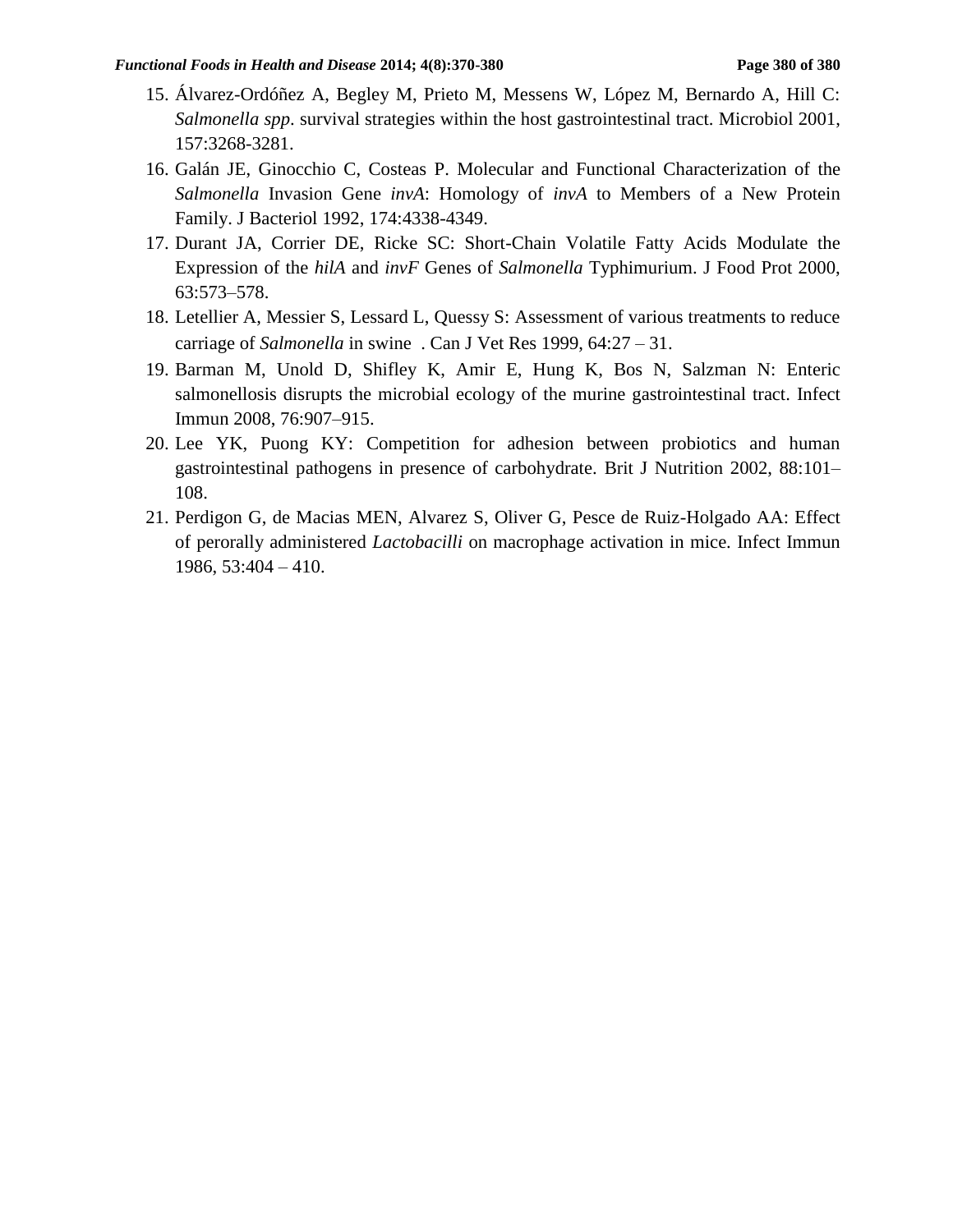15. Álvarez-Ordóñez A, Begley M, Prieto M, Messens W, López M, Bernardo A, Hill C: *Salmonella spp*. survival strategies within the host gastrointestinal tract. Microbiol 2001, 157:3268-3281.
16. Galán JE, Ginocchio C, Costeas P. Molecular and Functional Characterization of the *Salmonella* Invasion Gene *invA*: Homology of *invA* to Members of a New Protein Family. J Bacteriol 1992, 174:4338-4349.
17. Durant JA, Corrier DE, Ricke SC: Short-Chain Volatile Fatty Acids Modulate the Expression of the *hilA* and *invF* Genes of *Salmonella* Typhimurium. J Food Prot 2000, 63:573–578.
18. Letellier A, Messier S, Lessard L, Quessy S: Assessment of various treatments to reduce carriage of *Salmonella* in swine . Can J Vet Res 1999, 64:27 – 31.
19. Barman M, Unold D, Shifley K, Amir E, Hung K, Bos N, Salzman N: Enteric salmonellosis disrupts the microbial ecology of the murine gastrointestinal tract. Infect Immun 2008, 76:907–915.
20. Lee YK, Puong KY: Competition for adhesion between probiotics and human gastrointestinal pathogens in presence of carbohydrate. Brit J Nutrition 2002, 88:101–108.
21. Perdigon G, de Macias MEN, Alvarez S, Oliver G, Pesce de Ruiz-Holgado AA: Effect of perorally administered *Lactobacilli* on macrophage activation in mice. Infect Immun 1986, 53:404 – 410.